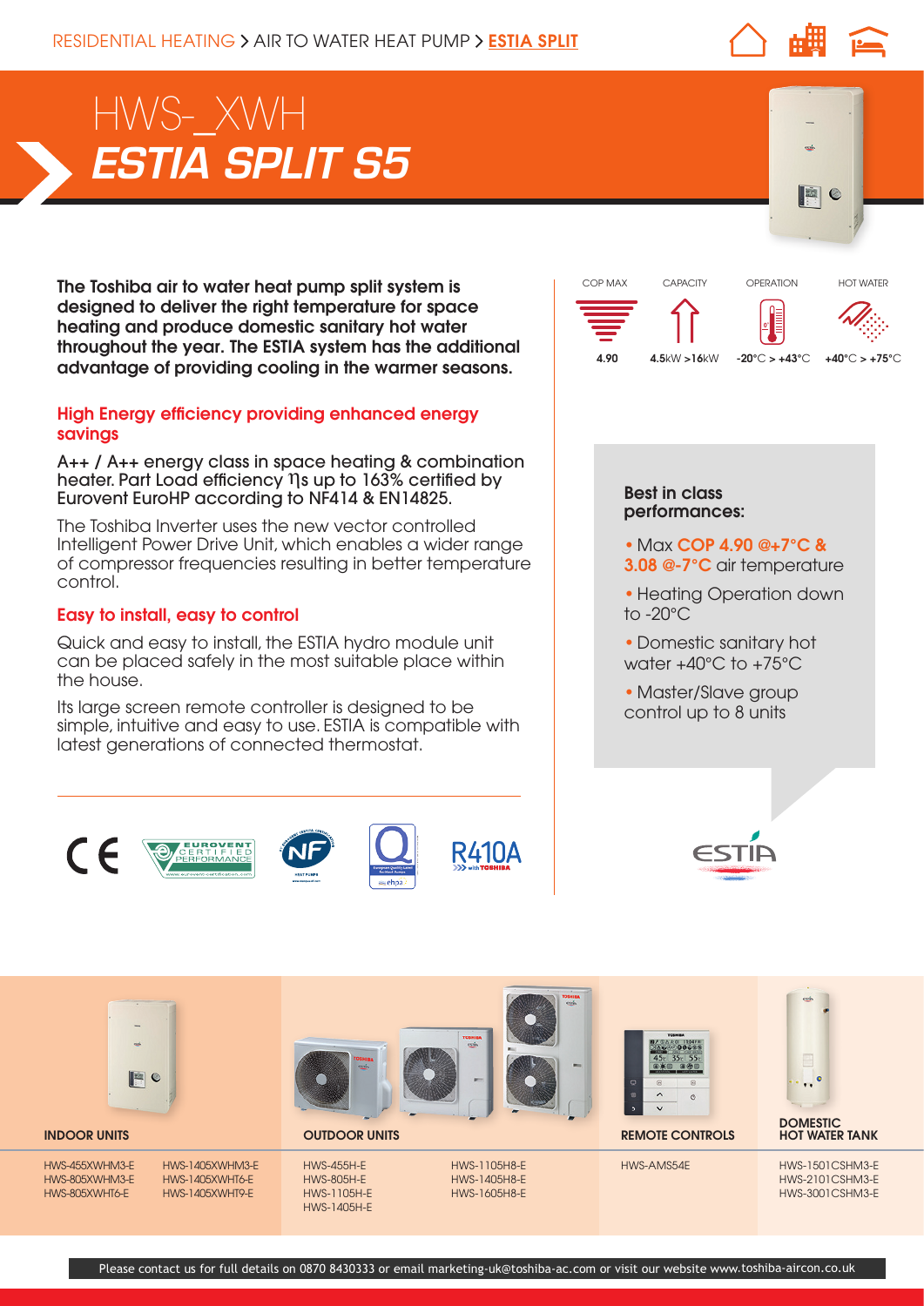RESIDENTIAL HEATING > AIR TO WATER HEAT PUMP > ESTIA SPLIT

# HWS-_XWH
# *ESTIA SPLIT S5*

**The Toshiba air to water heat pump split system is designed to deliver the right temperature for space heating and produce domestic sanitary hot water throughout the year. The ESTIA system has the additional advantage of providing cooling in the warmer seasons.**

| COP MAX | CAPACITY | OPERATION | HOT WATER |
|---|---|---|---|
| 4.90 | 4.5kW >16kW | -20°C > +43°C | +40°C > +75°C |

## High Energy efficiency providing enhanced energy savings

A++ / A++ energy class in space heating & combination heater. Part Load efficiency ηs up to 163% certified by Eurovent EuroHP according to NF414 & EN14825.

The Toshiba Inverter uses the new vector controlled Intelligent Power Drive Unit, which enables a wider range of compressor frequencies resulting in better temperature control.

## Easy to install, easy to control

Quick and easy to install, the ESTIA hydro module unit can be placed safely in the most suitable place within the house.

Its large screen remote controller is designed to be simple, intuitive and easy to use. ESTIA is compatible with latest generations of connected thermostat.

### Best in class performances:

- Max **COP 4.90 @+7°C & 3.08 @-7°C** air temperature
- Heating Operation down to -20°C
- Domestic sanitary hot water +40°C to +75°C
- Master/Slave group control up to 8 units

CE · EUROVENT CERTIFIED PERFORMANCE · NF HEAT PUMPS · ehpa · R410A with TOSHIBA · ESTIA

| INDOOR UNITS | | OUTDOOR UNITS | | REMOTE CONTROLS | DOMESTIC HOT WATER TANK |
|---|---|---|---|---|---|
| HWS-455XWHM3-E | HWS-1405XWHM3-E | HWS-455H-E | HWS-1105H8-E | HWS-AMS54E | HWS-1501CSHM3-E |
| HWS-805XWHM3-E | HWS-1405XWHT6-E | HWS-805H-E | HWS-1405H8-E | | HWS-2101CSHM3-E |
| HWS-805XWHT6-E | HWS-1405XWHT9-E | HWS-1105H-E | HWS-1605H8-E | | HWS-3001CSHM3-E |
| | | HWS-1405H-E | | | |

Please contact us for full details on 0870 8430333 or email marketing-uk@toshiba-ac.com or visit our website www.toshiba-aircon.co.uk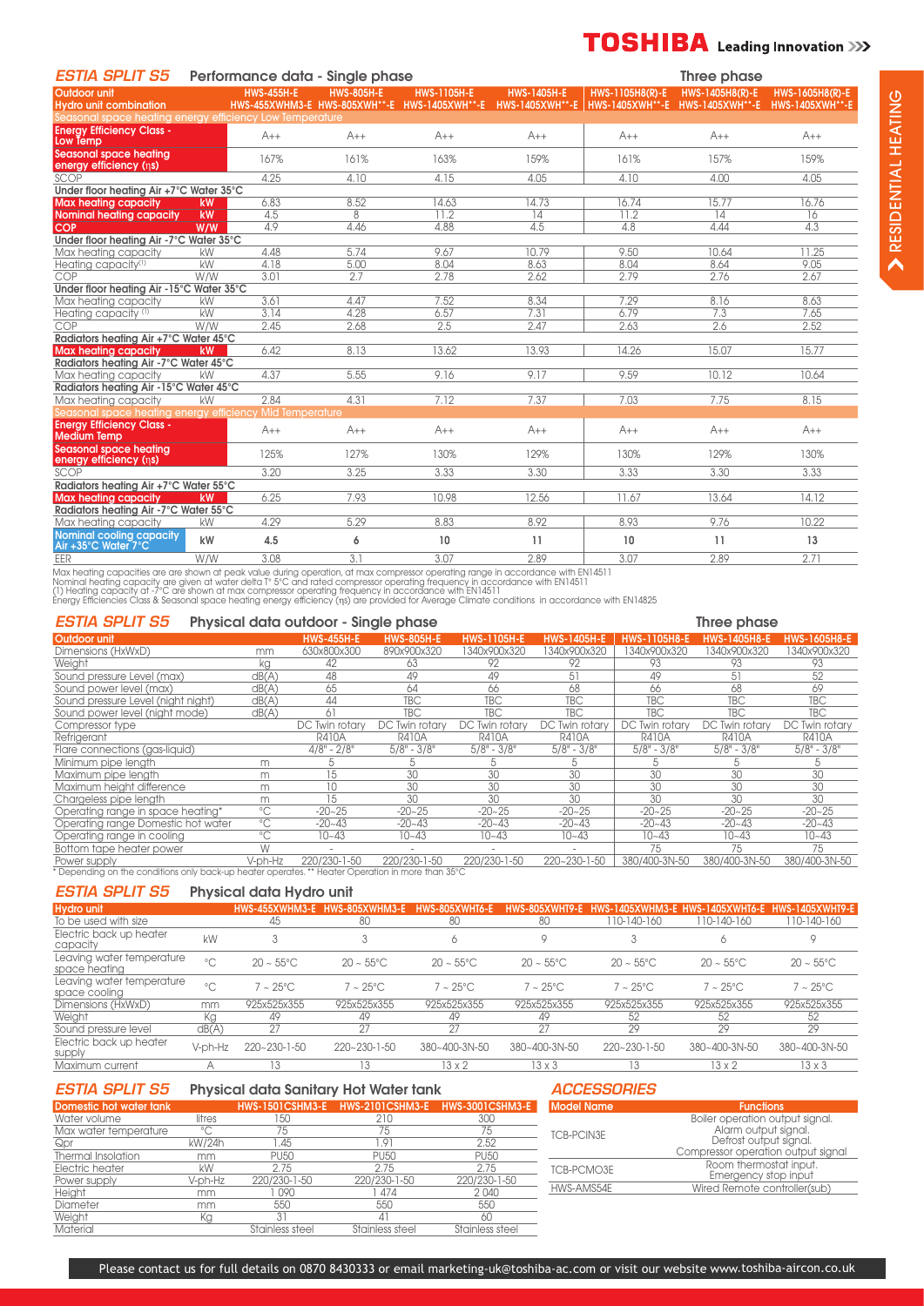# ESTIA SPLIT S5 Performance data - Single phase / Three phase

| Outdoor unit | | HWS-455H-E | HWS-805H-E | HWS-1105H-E | HWS-1405H-E | HWS-1105H8(R)-E | HWS-1405H8(R)-E | HWS-1605H8(R)-E |
|---|---|---|---|---|---|---|---|---|
| Hydro unit combination | | HWS-455XWHM3-E | HWS-805XWH**-E | HWS-1405XWH**-E | HWS-1405XWH**-E | HWS-1405XWH**-E | HWS-1405XWH**-E | HWS-1405XWH**-E |
| **Seasonal space heating energy efficiency Low Temperature** | | | | | | | | |
| Energy Efficiency Class - Low Temp | | A++ | A++ | A++ | A++ | A++ | A++ | A++ |
| Seasonal space heating energy efficiency (ηs) | | 167% | 161% | 163% | 159% | 161% | 157% | 159% |
| SCOP | | 4.25 | 4.10 | 4.15 | 4.05 | 4.10 | 4.00 | 4.05 |
| **Under floor heating Air +7°C Water 35°C** | | | | | | | | |
| Max heating capacity | kW | 6.83 | 8.52 | 14.63 | 14.73 | 16.74 | 15.77 | 16.76 |
| Nominal heating capacity | kW | 4.5 | 8 | 11.2 | 14 | 11.2 | 14 | 16 |
| COP | W/W | 4.9 | 4.46 | 4.88 | 4.5 | 4.8 | 4.44 | 4.3 |
| **Under floor heating Air -7°C Water 35°C** | | | | | | | | |
| Max heating capacity | kW | 4.48 | 5.74 | 9.67 | 10.79 | 9.50 | 10.64 | 11.25 |
| Heating capacity(1) | kW | 4.18 | 5.00 | 8.04 | 8.63 | 8.04 | 8.64 | 9.05 |
| COP | W/W | 3.01 | 2.7 | 2.78 | 2.62 | 2.79 | 2.76 | 2.67 |
| **Under floor heating Air -15°C Water 35°C** | | | | | | | | |
| Max heating capacity | kW | 3.61 | 4.47 | 7.52 | 8.34 | 7.29 | 8.16 | 8.63 |
| Heating capacity (1) | kW | 3.14 | 4.28 | 6.57 | 7.31 | 6.79 | 7.3 | 7.65 |
| COP | W/W | 2.45 | 2.68 | 2.5 | 2.47 | 2.63 | 2.6 | 2.52 |
| **Radiators heating Air +7°C Water 45°C** | | | | | | | | |
| Max heating capacity | kW | 6.42 | 8.13 | 13.62 | 13.93 | 14.26 | 15.07 | 15.77 |
| **Radiators heating Air -7°C Water 45°C** | | | | | | | | |
| Max heating capacity | kW | 4.37 | 5.55 | 9.16 | 9.17 | 9.59 | 10.12 | 10.64 |
| **Radiators heating Air -15°C Water 45°C** | | | | | | | | |
| Max heating capacity | kW | 2.84 | 4.31 | 7.12 | 7.37 | 7.03 | 7.75 | 8.15 |
| **Seasonal space heating energy efficiency Mid Temperature** | | | | | | | | |
| Energy Efficiency Class - Medium Temp | | A++ | A++ | A++ | A++ | A++ | A++ | A++ |
| Seasonal space heating energy efficiency (ηs) | | 125% | 127% | 130% | 129% | 130% | 129% | 130% |
| SCOP | | 3.20 | 3.25 | 3.33 | 3.30 | 3.33 | 3.30 | 3.33 |
| **Radiators heating Air +7°C Water 55°C** | | | | | | | | |
| Max heating capacity | kW | 6.25 | 7.93 | 10.98 | 12.56 | 11.67 | 13.64 | 14.12 |
| **Radiators heating Air -7°C Water 55°C** | | | | | | | | |
| Max heating capacity | kW | 4.29 | 5.29 | 8.83 | 8.92 | 8.93 | 9.76 | 10.22 |
| Nominal cooling capacity Air +35°C Water 7°C | kW | 4.5 | 6 | 10 | 11 | 10 | 11 | 13 |
| EER | W/W | 3.08 | 3.1 | 3.07 | 2.89 | 3.07 | 2.89 | 2.71 |

Max heating capacities are are shown at peak value during operation, at max compressor operating range in accordance with EN14511
Nominal heating capacity are given at water delta T° 5°C and rated compressor operating frequency in accordance with EN14511
(1) Heating capacity at -7°C are shown at max compressor operating frequency in accordance with EN14511
Energy Efficiencies Class & Seasonal space heating energy efficiency (ηs) are provided for Average Climate conditions in accordance with EN14825

# ESTIA SPLIT S5 Physical data outdoor - Single phase / Three phase

| Outdoor unit | | HWS-455H-E | HWS-805H-E | HWS-1105H-E | HWS-1405H-E | HWS-1105H8-E | HWS-1405H8-E | HWS-1605H8-E |
|---|---|---|---|---|---|---|---|---|
| Dimensions (HxWxD) | mm | 630x800x300 | 890x900x320 | 1340x900x320 | 1340x900x320 | 1340x900x320 | 1340x900x320 | 1340x900x320 |
| Weight | kg | 42 | 63 | 92 | 92 | 93 | 93 | 93 |
| Sound pressure Level (max) | dB(A) | 48 | 49 | 49 | 51 | 49 | 51 | 52 |
| Sound power level (max) | dB(A) | 65 | 64 | 66 | 68 | 66 | 68 | 69 |
| Sound pressure Level (night night) | dB(A) | 44 | TBC | TBC | TBC | TBC | TBC | TBC |
| Sound power level (night mode) | dB(A) | 61 | TBC | TBC | TBC | TBC | TBC | TBC |
| Compressor type | | DC Twin rotary | DC Twin rotary | DC Twin rotary | DC Twin rotary | DC Twin rotary | DC Twin rotary | DC Twin rotary |
| Refrigerant | | R410A | R410A | R410A | R410A | R410A | R410A | R410A |
| Flare connections (gas-liquid) | | 4/8" - 2/8" | 5/8" - 3/8" | 5/8" - 3/8" | 5/8" - 3/8" | 5/8" - 3/8" | 5/8" - 3/8" | 5/8" - 3/8" |
| Minimum pipe length | m | 5 | 5 | 5 | 5 | 5 | 5 | 5 |
| Maximum pipe length | m | 15 | 30 | 30 | 30 | 30 | 30 | 30 |
| Maximum height difference | m | 10 | 30 | 30 | 30 | 30 | 30 | 30 |
| Chargeless pipe length | m | 15 | 30 | 30 | 30 | 30 | 30 | 30 |
| Operating range in space heating* | °C | -20~25 | -20~25 | -20~25 | -20~25 | -20~25 | -20~25 | -20~25 |
| Operating range Domestic hot water | °C | -20~43 | -20~43 | -20~43 | -20~43 | -20~43 | -20~43 | -20~43 |
| Operating range in cooling | °C | 10~43 | 10~43 | 10~43 | 10~43 | 10~43 | 10~43 | 10~43 |
| Bottom tape heater power | W | - | - | - | - | 75 | 75 | 75 |
| Power supply | V-ph-Hz | 220/230-1-50 | 220/230-1-50 | 220/230-1-50 | 220~230-1-50 | 380/400-3N-50 | 380/400-3N-50 | 380/400-3N-50 |

* Depending on the conditions only back-up heater operates. ** Heater Operation in more than 35°C

# ESTIA SPLIT S5 Physical data Hydro unit

| Hydro unit | | HWS-455XWHM3-E | HWS-805XWHM3-E | HWS-805XWHT6-E | HWS-805XWHT9-E | HWS-1405XWHM3-E | HWS-1405XWHT6-E | HWS-1405XWHT9-E |
|---|---|---|---|---|---|---|---|---|
| To be used with size | | 45 | 80 | 80 | 80 | 110-140-160 | 110-140-160 | 110-140-160 |
| Electric back up heater capacity | kW | 3 | 3 | 6 | 9 | 3 | 6 | 9 |
| Leaving water temperature space heating | °C | 20 ~ 55°C | 20 ~ 55°C | 20 ~ 55°C | 20 ~ 55°C | 20 ~ 55°C | 20 ~ 55°C | 20 ~ 55°C |
| Leaving water temperature space cooling | °C | 7 ~ 25°C | 7 ~ 25°C | 7 ~ 25°C | 7 ~ 25°C | 7 ~ 25°C | 7 ~ 25°C | 7 ~ 25°C |
| Dimensions (HxWxD) | mm | 925x525x355 | 925x525x355 | 925x525x355 | 925x525x355 | 925x525x355 | 925x525x355 | 925x525x355 |
| Weight | Kg | 49 | 49 | 49 | 49 | 52 | 52 | 52 |
| Sound pressure level | dB(A) | 27 | 27 | 27 | 27 | 29 | 29 | 29 |
| Electric back up heater supply | V-ph-Hz | 220~230-1-50 | 220~230-1-50 | 380~400-3N-50 | 380~400-3N-50 | 220~230-1-50 | 380~400-3N-50 | 380~400-3N-50 |
| Maximum current | A | 13 | 13 | 13 x 2 | 13 x 3 | 13 | 13 x 2 | 13 x 3 |

# ESTIA SPLIT S5 Physical data Sanitary Hot Water tank

| Domestic hot water tank | | HWS-1501CSHM3-E | HWS-2101CSHM3-E | HWS-3001CSHM3-E |
|---|---|---|---|---|
| Water volume | litres | 150 | 210 | 300 |
| Max water temperature | °C | 75 | 75 | 75 |
| Qpr | kW/24h | 1.45 | 1.91 | 2.52 |
| Thermal Insolation | mm | PU50 | PU50 | PU50 |
| Electric heater | kW | 2.75 | 2.75 | 2.75 |
| Power supply | V-ph-Hz | 220/230-1-50 | 220/230-1-50 | 220/230-1-50 |
| Height | mm | 1 090 | 1 474 | 2 040 |
| Diameter | mm | 550 | 550 | 550 |
| Weight | Kg | 31 | 41 | 60 |
| Material | | Stainless steel | Stainless steel | Stainless steel |

# ACCESSORIES

| Model Name | Functions |
|---|---|
| TCB-PCIN3E | Boiler operation output signal. Alarm output signal. Defrost output signal. Compressor operation output signal |
| TCB-PCMO3E | Room thermostat input. Emergency stop input |
| HWS-AMS54E | Wired Remote controller(sub) |

Please contact us for full details on 0870 8430333 or email marketing-uk@toshiba-ac.com or visit our website www.toshiba-aircon.co.uk